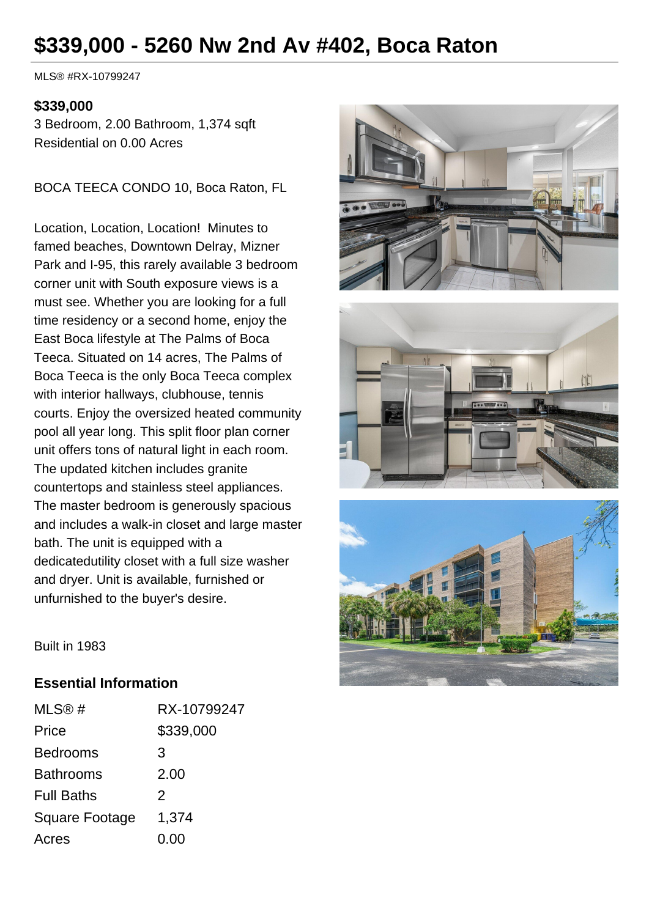# $339,000 - 5260 Nw 2nd Av #402, Boca Raton

MLS® #RX-10799247

**$339,000**

3 Bedroom, 2.00 Bathroom, 1,374 sqft
Residential on 0.00 Acres

BOCA TEECA CONDO 10, Boca Raton, FL

Location, Location, Location! Minutes to famed beaches, Downtown Delray, Mizner Park and I-95, this rarely available 3 bedroom corner unit with South exposure views is a must see. Whether you are looking for a full time residency or a second home, enjoy the East Boca lifestyle at The Palms of Boca Teeca. Situated on 14 acres, The Palms of Boca Teeca is the only Boca Teeca complex with interior hallways, clubhouse, tennis courts. Enjoy the oversized heated community pool all year long. This split floor plan corner unit offers tons of natural light in each room. The updated kitchen includes granite countertops and stainless steel appliances. The master bedroom is generously spacious and includes a walk-in closet and large master bath. The unit is equipped with a dedicatedutility closet with a full size washer and dryer. Unit is available, furnished or unfurnished to the buyer's desire.

Built in 1983

## Essential Information

| | |
|---|---|
| MLS® # | RX-10799247 |
| Price | $339,000 |
| Bedrooms | 3 |
| Bathrooms | 2.00 |
| Full Baths | 2 |
| Square Footage | 1,374 |
| Acres | 0.00 |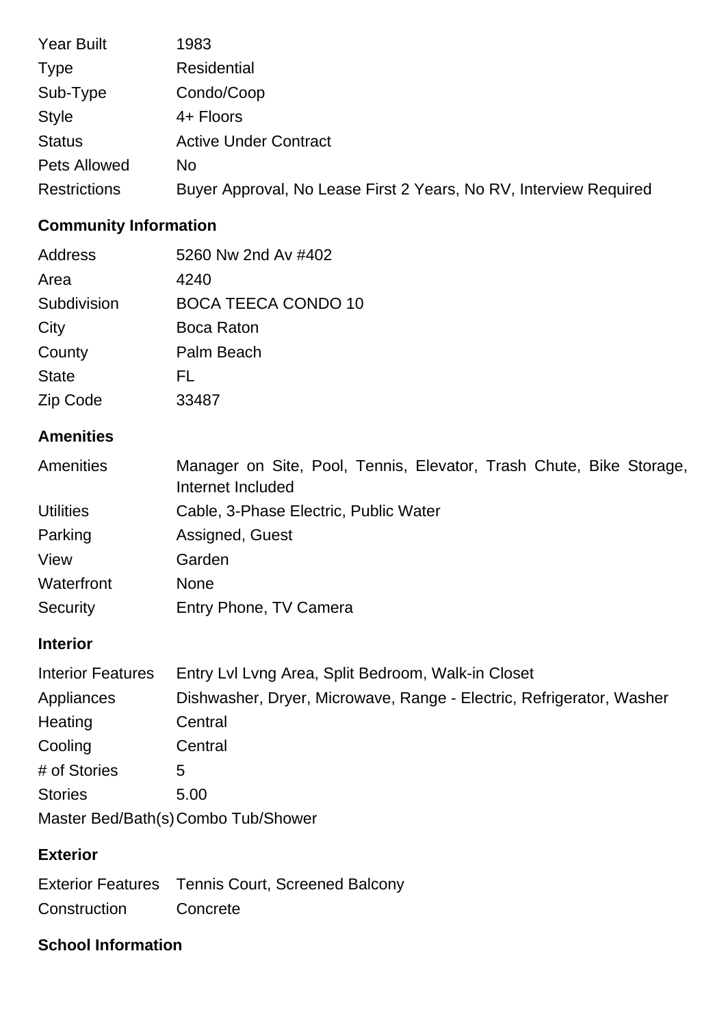| | |
|---|---|
| Year Built | 1983 |
| Type | Residential |
| Sub-Type | Condo/Coop |
| Style | 4+ Floors |
| Status | Active Under Contract |
| Pets Allowed | No |
| Restrictions | Buyer Approval, No Lease First 2 Years, No RV, Interview Required |

## Community Information

| | |
|---|---|
| Address | 5260 Nw 2nd Av #402 |
| Area | 4240 |
| Subdivision | BOCA TEECA CONDO 10 |
| City | Boca Raton |
| County | Palm Beach |
| State | FL |
| Zip Code | 33487 |

## Amenities

| | |
|---|---|
| Amenities | Manager on Site, Pool, Tennis, Elevator, Trash Chute, Bike Storage, Internet Included |
| Utilities | Cable, 3-Phase Electric, Public Water |
| Parking | Assigned, Guest |
| View | Garden |
| Waterfront | None |
| Security | Entry Phone, TV Camera |

## Interior

| | |
|---|---|
| Interior Features | Entry Lvl Lvng Area, Split Bedroom, Walk-in Closet |
| Appliances | Dishwasher, Dryer, Microwave, Range - Electric, Refrigerator, Washer |
| Heating | Central |
| Cooling | Central |
| # of Stories | 5 |
| Stories | 5.00 |
| Master Bed/Bath(s) | Combo Tub/Shower |

## Exterior

| | |
|---|---|
| Exterior Features | Tennis Court, Screened Balcony |
| Construction | Concrete |

## School Information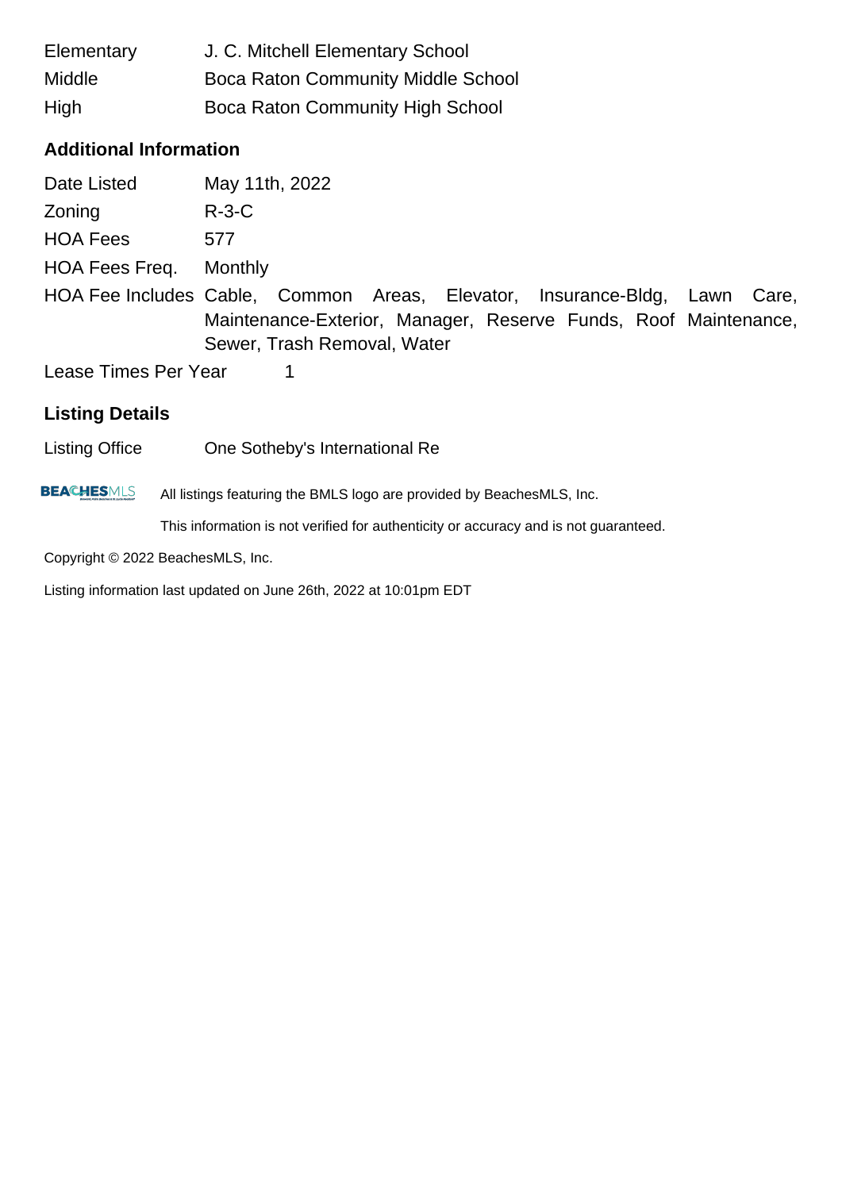| | |
|---|---|
| Elementary | J. C. Mitchell Elementary School |
| Middle | Boca Raton Community Middle School |
| High | Boca Raton Community High School |

## Additional Information

| | |
|---|---|
| Date Listed | May 11th, 2022 |
| Zoning | R-3-C |
| HOA Fees | 577 |
| HOA Fees Freq. | Monthly |
| HOA Fee Includes | Cable, Common Areas, Elevator, Insurance-Bldg, Lawn Care, Maintenance-Exterior, Manager, Reserve Funds, Roof Maintenance, Sewer, Trash Removal, Water |
| Lease Times Per Year | 1 |

## Listing Details

| | |
|---|---|
| Listing Office | One Sotheby's International Re |

BEACHESMLS

All listings featuring the BMLS logo are provided by BeachesMLS, Inc.

This information is not verified for authenticity or accuracy and is not guaranteed.

Copyright © 2022 BeachesMLS, Inc.

Listing information last updated on June 26th, 2022 at 10:01pm EDT